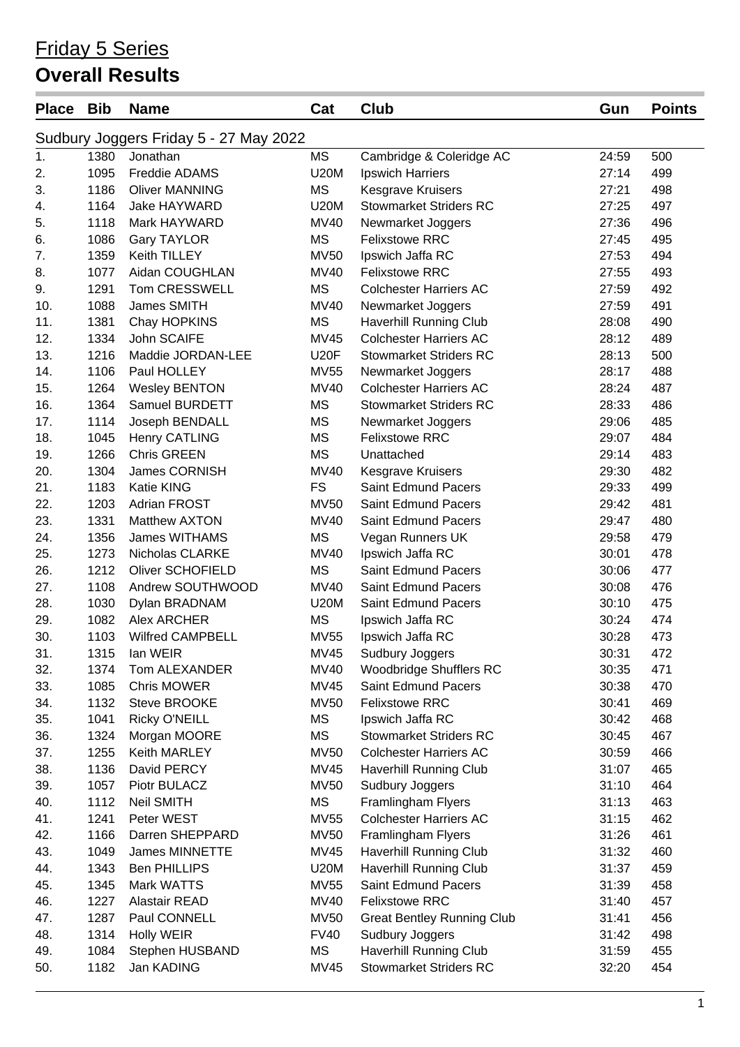# Friday 5 Series

## Overall Results

| Place | Bib | Name | Cat | Club | Gun | Points |
|---|---|---|---|---|---|---|
| Sudbury Joggers Friday 5 - 27 May 2022 | | | | | | |
| 1. | 1380 | Jonathan | MS | Cambridge & Coleridge AC | 24:59 | 500 |
| 2. | 1095 | Freddie ADAMS | U20M | Ipswich Harriers | 27:14 | 499 |
| 3. | 1186 | Oliver MANNING | MS | Kesgrave Kruisers | 27:21 | 498 |
| 4. | 1164 | Jake HAYWARD | U20M | Stowmarket Striders RC | 27:25 | 497 |
| 5. | 1118 | Mark HAYWARD | MV40 | Newmarket Joggers | 27:36 | 496 |
| 6. | 1086 | Gary TAYLOR | MS | Felixstowe RRC | 27:45 | 495 |
| 7. | 1359 | Keith TILLEY | MV50 | Ipswich Jaffa RC | 27:53 | 494 |
| 8. | 1077 | Aidan COUGHLAN | MV40 | Felixstowe RRC | 27:55 | 493 |
| 9. | 1291 | Tom CRESSWELL | MS | Colchester Harriers AC | 27:59 | 492 |
| 10. | 1088 | James SMITH | MV40 | Newmarket Joggers | 27:59 | 491 |
| 11. | 1381 | Chay HOPKINS | MS | Haverhill Running Club | 28:08 | 490 |
| 12. | 1334 | John SCAIFE | MV45 | Colchester Harriers AC | 28:12 | 489 |
| 13. | 1216 | Maddie JORDAN-LEE | U20F | Stowmarket Striders RC | 28:13 | 500 |
| 14. | 1106 | Paul HOLLEY | MV55 | Newmarket Joggers | 28:17 | 488 |
| 15. | 1264 | Wesley BENTON | MV40 | Colchester Harriers AC | 28:24 | 487 |
| 16. | 1364 | Samuel BURDETT | MS | Stowmarket Striders RC | 28:33 | 486 |
| 17. | 1114 | Joseph BENDALL | MS | Newmarket Joggers | 29:06 | 485 |
| 18. | 1045 | Henry CATLING | MS | Felixstowe RRC | 29:07 | 484 |
| 19. | 1266 | Chris GREEN | MS | Unattached | 29:14 | 483 |
| 20. | 1304 | James CORNISH | MV40 | Kesgrave Kruisers | 29:30 | 482 |
| 21. | 1183 | Katie KING | FS | Saint Edmund Pacers | 29:33 | 499 |
| 22. | 1203 | Adrian FROST | MV50 | Saint Edmund Pacers | 29:42 | 481 |
| 23. | 1331 | Matthew AXTON | MV40 | Saint Edmund Pacers | 29:47 | 480 |
| 24. | 1356 | James WITHAMS | MS | Vegan Runners UK | 29:58 | 479 |
| 25. | 1273 | Nicholas CLARKE | MV40 | Ipswich Jaffa RC | 30:01 | 478 |
| 26. | 1212 | Oliver SCHOFIELD | MS | Saint Edmund Pacers | 30:06 | 477 |
| 27. | 1108 | Andrew SOUTHWOOD | MV40 | Saint Edmund Pacers | 30:08 | 476 |
| 28. | 1030 | Dylan BRADNAM | U20M | Saint Edmund Pacers | 30:10 | 475 |
| 29. | 1082 | Alex ARCHER | MS | Ipswich Jaffa RC | 30:24 | 474 |
| 30. | 1103 | Wilfred CAMPBELL | MV55 | Ipswich Jaffa RC | 30:28 | 473 |
| 31. | 1315 | Ian WEIR | MV45 | Sudbury Joggers | 30:31 | 472 |
| 32. | 1374 | Tom ALEXANDER | MV40 | Woodbridge Shufflers RC | 30:35 | 471 |
| 33. | 1085 | Chris MOWER | MV45 | Saint Edmund Pacers | 30:38 | 470 |
| 34. | 1132 | Steve BROOKE | MV50 | Felixstowe RRC | 30:41 | 469 |
| 35. | 1041 | Ricky O'NEILL | MS | Ipswich Jaffa RC | 30:42 | 468 |
| 36. | 1324 | Morgan MOORE | MS | Stowmarket Striders RC | 30:45 | 467 |
| 37. | 1255 | Keith MARLEY | MV50 | Colchester Harriers AC | 30:59 | 466 |
| 38. | 1136 | David PERCY | MV45 | Haverhill Running Club | 31:07 | 465 |
| 39. | 1057 | Piotr BULACZ | MV50 | Sudbury Joggers | 31:10 | 464 |
| 40. | 1112 | Neil SMITH | MS | Framlingham Flyers | 31:13 | 463 |
| 41. | 1241 | Peter WEST | MV55 | Colchester Harriers AC | 31:15 | 462 |
| 42. | 1166 | Darren SHEPPARD | MV50 | Framlingham Flyers | 31:26 | 461 |
| 43. | 1049 | James MINNETTE | MV45 | Haverhill Running Club | 31:32 | 460 |
| 44. | 1343 | Ben PHILLIPS | U20M | Haverhill Running Club | 31:37 | 459 |
| 45. | 1345 | Mark WATTS | MV55 | Saint Edmund Pacers | 31:39 | 458 |
| 46. | 1227 | Alastair READ | MV40 | Felixstowe RRC | 31:40 | 457 |
| 47. | 1287 | Paul CONNELL | MV50 | Great Bentley Running Club | 31:41 | 456 |
| 48. | 1314 | Holly WEIR | FV40 | Sudbury Joggers | 31:42 | 498 |
| 49. | 1084 | Stephen HUSBAND | MS | Haverhill Running Club | 31:59 | 455 |
| 50. | 1182 | Jan KADING | MV45 | Stowmarket Striders RC | 32:20 | 454 |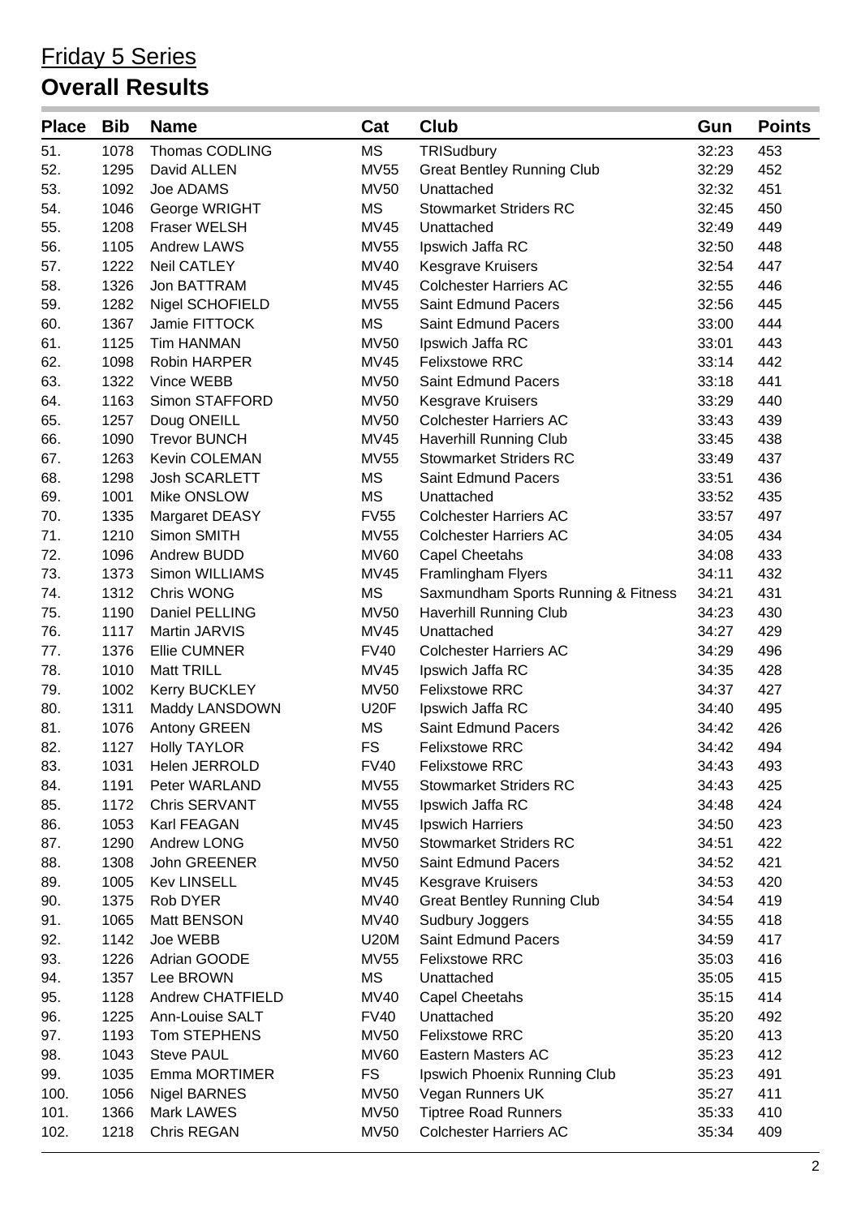# Friday 5 Series

## Overall Results

| Place | Bib | Name | Cat | Club | Gun | Points |
|---|---|---|---|---|---|---|
| 51. | 1078 | Thomas CODLING | MS | TRISudbury | 32:23 | 453 |
| 52. | 1295 | David ALLEN | MV55 | Great Bentley Running Club | 32:29 | 452 |
| 53. | 1092 | Joe ADAMS | MV50 | Unattached | 32:32 | 451 |
| 54. | 1046 | George WRIGHT | MS | Stowmarket Striders RC | 32:45 | 450 |
| 55. | 1208 | Fraser WELSH | MV45 | Unattached | 32:49 | 449 |
| 56. | 1105 | Andrew LAWS | MV55 | Ipswich Jaffa RC | 32:50 | 448 |
| 57. | 1222 | Neil CATLEY | MV40 | Kesgrave Kruisers | 32:54 | 447 |
| 58. | 1326 | Jon BATTRAM | MV45 | Colchester Harriers AC | 32:55 | 446 |
| 59. | 1282 | Nigel SCHOFIELD | MV55 | Saint Edmund Pacers | 32:56 | 445 |
| 60. | 1367 | Jamie FITTOCK | MS | Saint Edmund Pacers | 33:00 | 444 |
| 61. | 1125 | Tim HANMAN | MV50 | Ipswich Jaffa RC | 33:01 | 443 |
| 62. | 1098 | Robin HARPER | MV45 | Felixstowe RRC | 33:14 | 442 |
| 63. | 1322 | Vince WEBB | MV50 | Saint Edmund Pacers | 33:18 | 441 |
| 64. | 1163 | Simon STAFFORD | MV50 | Kesgrave Kruisers | 33:29 | 440 |
| 65. | 1257 | Doug ONEILL | MV50 | Colchester Harriers AC | 33:43 | 439 |
| 66. | 1090 | Trevor BUNCH | MV45 | Haverhill Running Club | 33:45 | 438 |
| 67. | 1263 | Kevin COLEMAN | MV55 | Stowmarket Striders RC | 33:49 | 437 |
| 68. | 1298 | Josh SCARLETT | MS | Saint Edmund Pacers | 33:51 | 436 |
| 69. | 1001 | Mike ONSLOW | MS | Unattached | 33:52 | 435 |
| 70. | 1335 | Margaret DEASY | FV55 | Colchester Harriers AC | 33:57 | 497 |
| 71. | 1210 | Simon SMITH | MV55 | Colchester Harriers AC | 34:05 | 434 |
| 72. | 1096 | Andrew BUDD | MV60 | Capel Cheetahs | 34:08 | 433 |
| 73. | 1373 | Simon WILLIAMS | MV45 | Framlingham Flyers | 34:11 | 432 |
| 74. | 1312 | Chris WONG | MS | Saxmundham Sports Running & Fitness | 34:21 | 431 |
| 75. | 1190 | Daniel PELLING | MV50 | Haverhill Running Club | 34:23 | 430 |
| 76. | 1117 | Martin JARVIS | MV45 | Unattached | 34:27 | 429 |
| 77. | 1376 | Ellie CUMNER | FV40 | Colchester Harriers AC | 34:29 | 496 |
| 78. | 1010 | Matt TRILL | MV45 | Ipswich Jaffa RC | 34:35 | 428 |
| 79. | 1002 | Kerry BUCKLEY | MV50 | Felixstowe RRC | 34:37 | 427 |
| 80. | 1311 | Maddy LANSDOWN | U20F | Ipswich Jaffa RC | 34:40 | 495 |
| 81. | 1076 | Antony GREEN | MS | Saint Edmund Pacers | 34:42 | 426 |
| 82. | 1127 | Holly TAYLOR | FS | Felixstowe RRC | 34:42 | 494 |
| 83. | 1031 | Helen JERROLD | FV40 | Felixstowe RRC | 34:43 | 493 |
| 84. | 1191 | Peter WARLAND | MV55 | Stowmarket Striders RC | 34:43 | 425 |
| 85. | 1172 | Chris SERVANT | MV55 | Ipswich Jaffa RC | 34:48 | 424 |
| 86. | 1053 | Karl FEAGAN | MV45 | Ipswich Harriers | 34:50 | 423 |
| 87. | 1290 | Andrew LONG | MV50 | Stowmarket Striders RC | 34:51 | 422 |
| 88. | 1308 | John GREENER | MV50 | Saint Edmund Pacers | 34:52 | 421 |
| 89. | 1005 | Kev LINSELL | MV45 | Kesgrave Kruisers | 34:53 | 420 |
| 90. | 1375 | Rob DYER | MV40 | Great Bentley Running Club | 34:54 | 419 |
| 91. | 1065 | Matt BENSON | MV40 | Sudbury Joggers | 34:55 | 418 |
| 92. | 1142 | Joe WEBB | U20M | Saint Edmund Pacers | 34:59 | 417 |
| 93. | 1226 | Adrian GOODE | MV55 | Felixstowe RRC | 35:03 | 416 |
| 94. | 1357 | Lee BROWN | MS | Unattached | 35:05 | 415 |
| 95. | 1128 | Andrew CHATFIELD | MV40 | Capel Cheetahs | 35:15 | 414 |
| 96. | 1225 | Ann-Louise SALT | FV40 | Unattached | 35:20 | 492 |
| 97. | 1193 | Tom STEPHENS | MV50 | Felixstowe RRC | 35:20 | 413 |
| 98. | 1043 | Steve PAUL | MV60 | Eastern Masters AC | 35:23 | 412 |
| 99. | 1035 | Emma MORTIMER | FS | Ipswich Phoenix Running Club | 35:23 | 491 |
| 100. | 1056 | Nigel BARNES | MV50 | Vegan Runners UK | 35:27 | 411 |
| 101. | 1366 | Mark LAWES | MV50 | Tiptree Road Runners | 35:33 | 410 |
| 102. | 1218 | Chris REGAN | MV50 | Colchester Harriers AC | 35:34 | 409 |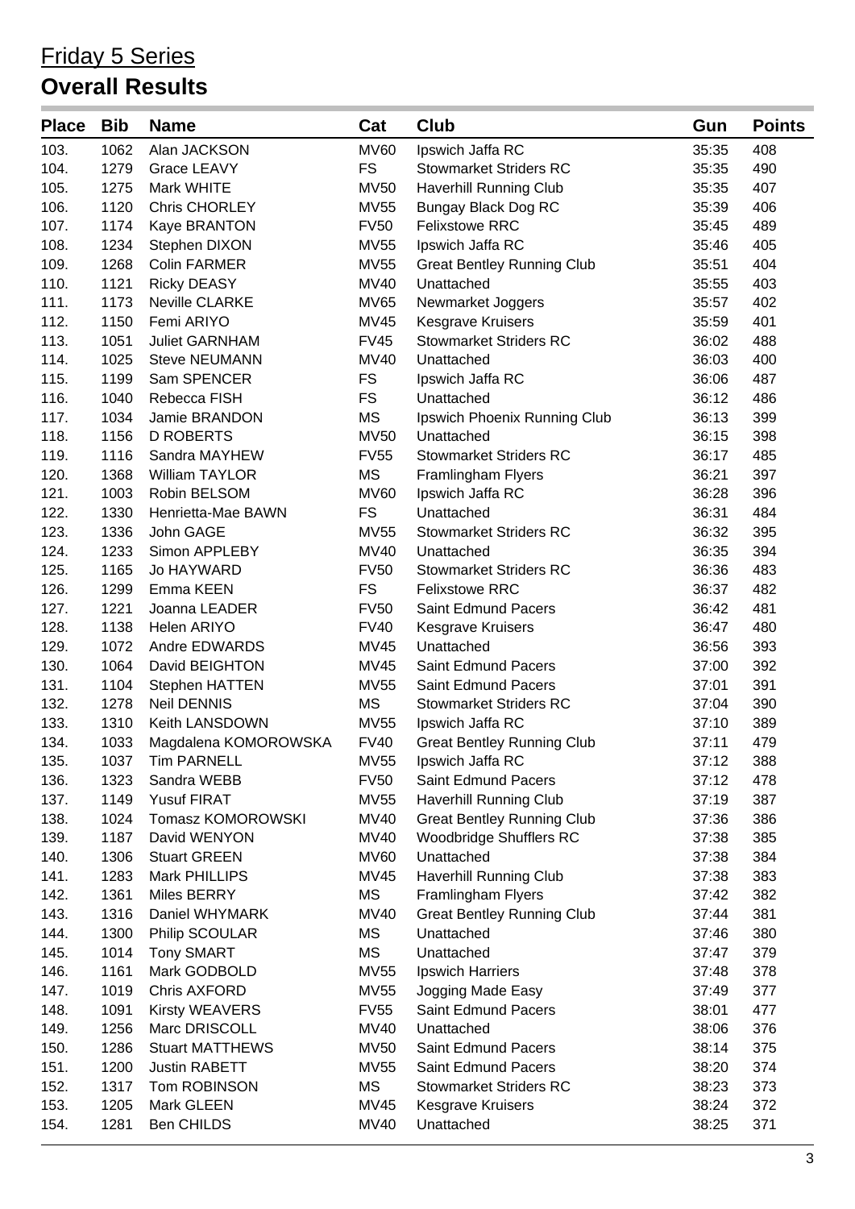# Friday 5 Series

## Overall Results

| Place | Bib | Name | Cat | Club | Gun | Points |
|---|---|---|---|---|---|---|
| 103. | 1062 | Alan JACKSON | MV60 | Ipswich Jaffa RC | 35:35 | 408 |
| 104. | 1279 | Grace LEAVY | FS | Stowmarket Striders RC | 35:35 | 490 |
| 105. | 1275 | Mark WHITE | MV50 | Haverhill Running Club | 35:35 | 407 |
| 106. | 1120 | Chris CHORLEY | MV55 | Bungay Black Dog RC | 35:39 | 406 |
| 107. | 1174 | Kaye BRANTON | FV50 | Felixstowe RRC | 35:45 | 489 |
| 108. | 1234 | Stephen DIXON | MV55 | Ipswich Jaffa RC | 35:46 | 405 |
| 109. | 1268 | Colin FARMER | MV55 | Great Bentley Running Club | 35:51 | 404 |
| 110. | 1121 | Ricky DEASY | MV40 | Unattached | 35:55 | 403 |
| 111. | 1173 | Neville CLARKE | MV65 | Newmarket Joggers | 35:57 | 402 |
| 112. | 1150 | Femi ARIYO | MV45 | Kesgrave Kruisers | 35:59 | 401 |
| 113. | 1051 | Juliet GARNHAM | FV45 | Stowmarket Striders RC | 36:02 | 488 |
| 114. | 1025 | Steve NEUMANN | MV40 | Unattached | 36:03 | 400 |
| 115. | 1199 | Sam SPENCER | FS | Ipswich Jaffa RC | 36:06 | 487 |
| 116. | 1040 | Rebecca FISH | FS | Unattached | 36:12 | 486 |
| 117. | 1034 | Jamie BRANDON | MS | Ipswich Phoenix Running Club | 36:13 | 399 |
| 118. | 1156 | D ROBERTS | MV50 | Unattached | 36:15 | 398 |
| 119. | 1116 | Sandra MAYHEW | FV55 | Stowmarket Striders RC | 36:17 | 485 |
| 120. | 1368 | William TAYLOR | MS | Framlingham Flyers | 36:21 | 397 |
| 121. | 1003 | Robin BELSOM | MV60 | Ipswich Jaffa RC | 36:28 | 396 |
| 122. | 1330 | Henrietta-Mae BAWN | FS | Unattached | 36:31 | 484 |
| 123. | 1336 | John GAGE | MV55 | Stowmarket Striders RC | 36:32 | 395 |
| 124. | 1233 | Simon APPLEBY | MV40 | Unattached | 36:35 | 394 |
| 125. | 1165 | Jo HAYWARD | FV50 | Stowmarket Striders RC | 36:36 | 483 |
| 126. | 1299 | Emma KEEN | FS | Felixstowe RRC | 36:37 | 482 |
| 127. | 1221 | Joanna LEADER | FV50 | Saint Edmund Pacers | 36:42 | 481 |
| 128. | 1138 | Helen ARIYO | FV40 | Kesgrave Kruisers | 36:47 | 480 |
| 129. | 1072 | Andre EDWARDS | MV45 | Unattached | 36:56 | 393 |
| 130. | 1064 | David BEIGHTON | MV45 | Saint Edmund Pacers | 37:00 | 392 |
| 131. | 1104 | Stephen HATTEN | MV55 | Saint Edmund Pacers | 37:01 | 391 |
| 132. | 1278 | Neil DENNIS | MS | Stowmarket Striders RC | 37:04 | 390 |
| 133. | 1310 | Keith LANSDOWN | MV55 | Ipswich Jaffa RC | 37:10 | 389 |
| 134. | 1033 | Magdalena KOMOROWSKA | FV40 | Great Bentley Running Club | 37:11 | 479 |
| 135. | 1037 | Tim PARNELL | MV55 | Ipswich Jaffa RC | 37:12 | 388 |
| 136. | 1323 | Sandra WEBB | FV50 | Saint Edmund Pacers | 37:12 | 478 |
| 137. | 1149 | Yusuf FIRAT | MV55 | Haverhill Running Club | 37:19 | 387 |
| 138. | 1024 | Tomasz KOMOROWSKI | MV40 | Great Bentley Running Club | 37:36 | 386 |
| 139. | 1187 | David WENYON | MV40 | Woodbridge Shufflers RC | 37:38 | 385 |
| 140. | 1306 | Stuart GREEN | MV60 | Unattached | 37:38 | 384 |
| 141. | 1283 | Mark PHILLIPS | MV45 | Haverhill Running Club | 37:38 | 383 |
| 142. | 1361 | Miles BERRY | MS | Framlingham Flyers | 37:42 | 382 |
| 143. | 1316 | Daniel WHYMARK | MV40 | Great Bentley Running Club | 37:44 | 381 |
| 144. | 1300 | Philip SCOULAR | MS | Unattached | 37:46 | 380 |
| 145. | 1014 | Tony SMART | MS | Unattached | 37:47 | 379 |
| 146. | 1161 | Mark GODBOLD | MV55 | Ipswich Harriers | 37:48 | 378 |
| 147. | 1019 | Chris AXFORD | MV55 | Jogging Made Easy | 37:49 | 377 |
| 148. | 1091 | Kirsty WEAVERS | FV55 | Saint Edmund Pacers | 38:01 | 477 |
| 149. | 1256 | Marc DRISCOLL | MV40 | Unattached | 38:06 | 376 |
| 150. | 1286 | Stuart MATTHEWS | MV50 | Saint Edmund Pacers | 38:14 | 375 |
| 151. | 1200 | Justin RABETT | MV55 | Saint Edmund Pacers | 38:20 | 374 |
| 152. | 1317 | Tom ROBINSON | MS | Stowmarket Striders RC | 38:23 | 373 |
| 153. | 1205 | Mark GLEEN | MV45 | Kesgrave Kruisers | 38:24 | 372 |
| 154. | 1281 | Ben CHILDS | MV40 | Unattached | 38:25 | 371 |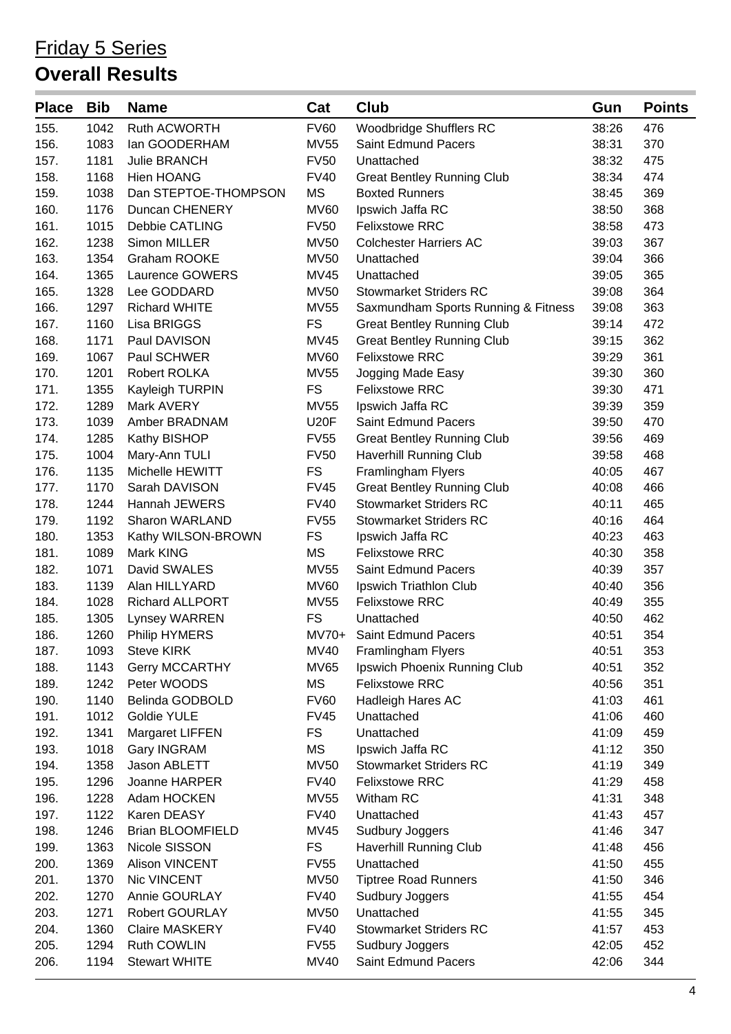# Friday 5 Series

## Overall Results

| Place | Bib | Name | Cat | Club | Gun | Points |
|---|---|---|---|---|---|---|
| 155. | 1042 | Ruth ACWORTH | FV60 | Woodbridge Shufflers RC | 38:26 | 476 |
| 156. | 1083 | Ian GOODERHAM | MV55 | Saint Edmund Pacers | 38:31 | 370 |
| 157. | 1181 | Julie BRANCH | FV50 | Unattached | 38:32 | 475 |
| 158. | 1168 | Hien HOANG | FV40 | Great Bentley Running Club | 38:34 | 474 |
| 159. | 1038 | Dan STEPTOE-THOMPSON | MS | Boxted Runners | 38:45 | 369 |
| 160. | 1176 | Duncan CHENERY | MV60 | Ipswich Jaffa RC | 38:50 | 368 |
| 161. | 1015 | Debbie CATLING | FV50 | Felixstowe RRC | 38:58 | 473 |
| 162. | 1238 | Simon MILLER | MV50 | Colchester Harriers AC | 39:03 | 367 |
| 163. | 1354 | Graham ROOKE | MV50 | Unattached | 39:04 | 366 |
| 164. | 1365 | Laurence GOWERS | MV45 | Unattached | 39:05 | 365 |
| 165. | 1328 | Lee GODDARD | MV50 | Stowmarket Striders RC | 39:08 | 364 |
| 166. | 1297 | Richard WHITE | MV55 | Saxmundham Sports Running & Fitness | 39:08 | 363 |
| 167. | 1160 | Lisa BRIGGS | FS | Great Bentley Running Club | 39:14 | 472 |
| 168. | 1171 | Paul DAVISON | MV45 | Great Bentley Running Club | 39:15 | 362 |
| 169. | 1067 | Paul SCHWER | MV60 | Felixstowe RRC | 39:29 | 361 |
| 170. | 1201 | Robert ROLKA | MV55 | Jogging Made Easy | 39:30 | 360 |
| 171. | 1355 | Kayleigh TURPIN | FS | Felixstowe RRC | 39:30 | 471 |
| 172. | 1289 | Mark AVERY | MV55 | Ipswich Jaffa RC | 39:39 | 359 |
| 173. | 1039 | Amber BRADNAM | U20F | Saint Edmund Pacers | 39:50 | 470 |
| 174. | 1285 | Kathy BISHOP | FV55 | Great Bentley Running Club | 39:56 | 469 |
| 175. | 1004 | Mary-Ann TULI | FV50 | Haverhill Running Club | 39:58 | 468 |
| 176. | 1135 | Michelle HEWITT | FS | Framlingham Flyers | 40:05 | 467 |
| 177. | 1170 | Sarah DAVISON | FV45 | Great Bentley Running Club | 40:08 | 466 |
| 178. | 1244 | Hannah JEWERS | FV40 | Stowmarket Striders RC | 40:11 | 465 |
| 179. | 1192 | Sharon WARLAND | FV55 | Stowmarket Striders RC | 40:16 | 464 |
| 180. | 1353 | Kathy WILSON-BROWN | FS | Ipswich Jaffa RC | 40:23 | 463 |
| 181. | 1089 | Mark KING | MS | Felixstowe RRC | 40:30 | 358 |
| 182. | 1071 | David SWALES | MV55 | Saint Edmund Pacers | 40:39 | 357 |
| 183. | 1139 | Alan HILLYARD | MV60 | Ipswich Triathlon Club | 40:40 | 356 |
| 184. | 1028 | Richard ALLPORT | MV55 | Felixstowe RRC | 40:49 | 355 |
| 185. | 1305 | Lynsey WARREN | FS | Unattached | 40:50 | 462 |
| 186. | 1260 | Philip HYMERS | MV70+ | Saint Edmund Pacers | 40:51 | 354 |
| 187. | 1093 | Steve KIRK | MV40 | Framlingham Flyers | 40:51 | 353 |
| 188. | 1143 | Gerry MCCARTHY | MV65 | Ipswich Phoenix Running Club | 40:51 | 352 |
| 189. | 1242 | Peter WOODS | MS | Felixstowe RRC | 40:56 | 351 |
| 190. | 1140 | Belinda GODBOLD | FV60 | Hadleigh Hares AC | 41:03 | 461 |
| 191. | 1012 | Goldie YULE | FV45 | Unattached | 41:06 | 460 |
| 192. | 1341 | Margaret LIFFEN | FS | Unattached | 41:09 | 459 |
| 193. | 1018 | Gary INGRAM | MS | Ipswich Jaffa RC | 41:12 | 350 |
| 194. | 1358 | Jason ABLETT | MV50 | Stowmarket Striders RC | 41:19 | 349 |
| 195. | 1296 | Joanne HARPER | FV40 | Felixstowe RRC | 41:29 | 458 |
| 196. | 1228 | Adam HOCKEN | MV55 | Witham RC | 41:31 | 348 |
| 197. | 1122 | Karen DEASY | FV40 | Unattached | 41:43 | 457 |
| 198. | 1246 | Brian BLOOMFIELD | MV45 | Sudbury Joggers | 41:46 | 347 |
| 199. | 1363 | Nicole SISSON | FS | Haverhill Running Club | 41:48 | 456 |
| 200. | 1369 | Alison VINCENT | FV55 | Unattached | 41:50 | 455 |
| 201. | 1370 | Nic VINCENT | MV50 | Tiptree Road Runners | 41:50 | 346 |
| 202. | 1270 | Annie GOURLAY | FV40 | Sudbury Joggers | 41:55 | 454 |
| 203. | 1271 | Robert GOURLAY | MV50 | Unattached | 41:55 | 345 |
| 204. | 1360 | Claire MASKERY | FV40 | Stowmarket Striders RC | 41:57 | 453 |
| 205. | 1294 | Ruth COWLIN | FV55 | Sudbury Joggers | 42:05 | 452 |
| 206. | 1194 | Stewart WHITE | MV40 | Saint Edmund Pacers | 42:06 | 344 |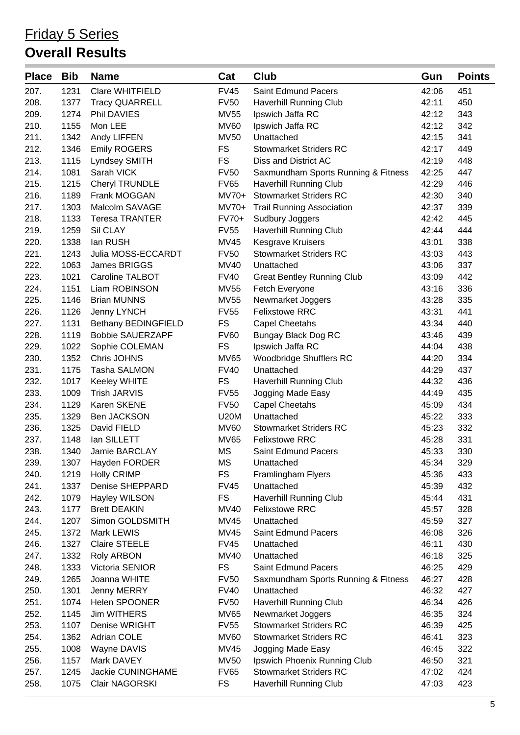# Friday 5 Series

## Overall Results

| Place | Bib | Name | Cat | Club | Gun | Points |
|---|---|---|---|---|---|---|
| 207. | 1231 | Clare WHITFIELD | FV45 | Saint Edmund Pacers | 42:06 | 451 |
| 208. | 1377 | Tracy QUARRELL | FV50 | Haverhill Running Club | 42:11 | 450 |
| 209. | 1274 | Phil DAVIES | MV55 | Ipswich Jaffa RC | 42:12 | 343 |
| 210. | 1155 | Mon LEE | MV60 | Ipswich Jaffa RC | 42:12 | 342 |
| 211. | 1342 | Andy LIFFEN | MV50 | Unattached | 42:15 | 341 |
| 212. | 1346 | Emily ROGERS | FS | Stowmarket Striders RC | 42:17 | 449 |
| 213. | 1115 | Lyndsey SMITH | FS | Diss and District AC | 42:19 | 448 |
| 214. | 1081 | Sarah VICK | FV50 | Saxmundham Sports Running & Fitness | 42:25 | 447 |
| 215. | 1215 | Cheryl TRUNDLE | FV65 | Haverhill Running Club | 42:29 | 446 |
| 216. | 1189 | Frank MOGGAN | MV70+ | Stowmarket Striders RC | 42:30 | 340 |
| 217. | 1303 | Malcolm SAVAGE | MV70+ | Trail Running Association | 42:37 | 339 |
| 218. | 1133 | Teresa TRANTER | FV70+ | Sudbury Joggers | 42:42 | 445 |
| 219. | 1259 | Sil CLAY | FV55 | Haverhill Running Club | 42:44 | 444 |
| 220. | 1338 | Ian RUSH | MV45 | Kesgrave Kruisers | 43:01 | 338 |
| 221. | 1243 | Julia MOSS-ECCARDT | FV50 | Stowmarket Striders RC | 43:03 | 443 |
| 222. | 1063 | James BRIGGS | MV40 | Unattached | 43:06 | 337 |
| 223. | 1021 | Caroline TALBOT | FV40 | Great Bentley Running Club | 43:09 | 442 |
| 224. | 1151 | Liam ROBINSON | MV55 | Fetch Everyone | 43:16 | 336 |
| 225. | 1146 | Brian MUNNS | MV55 | Newmarket Joggers | 43:28 | 335 |
| 226. | 1126 | Jenny LYNCH | FV55 | Felixstowe RRC | 43:31 | 441 |
| 227. | 1131 | Bethany BEDINGFIELD | FS | Capel Cheetahs | 43:34 | 440 |
| 228. | 1119 | Bobbie SAUERZAPF | FV60 | Bungay Black Dog RC | 43:46 | 439 |
| 229. | 1022 | Sophie COLEMAN | FS | Ipswich Jaffa RC | 44:04 | 438 |
| 230. | 1352 | Chris JOHNS | MV65 | Woodbridge Shufflers RC | 44:20 | 334 |
| 231. | 1175 | Tasha SALMON | FV40 | Unattached | 44:29 | 437 |
| 232. | 1017 | Keeley WHITE | FS | Haverhill Running Club | 44:32 | 436 |
| 233. | 1009 | Trish JARVIS | FV55 | Jogging Made Easy | 44:49 | 435 |
| 234. | 1129 | Karen SKENE | FV50 | Capel Cheetahs | 45:09 | 434 |
| 235. | 1329 | Ben JACKSON | U20M | Unattached | 45:22 | 333 |
| 236. | 1325 | David FIELD | MV60 | Stowmarket Striders RC | 45:23 | 332 |
| 237. | 1148 | Ian SILLETT | MV65 | Felixstowe RRC | 45:28 | 331 |
| 238. | 1340 | Jamie BARCLAY | MS | Saint Edmund Pacers | 45:33 | 330 |
| 239. | 1307 | Hayden FORDER | MS | Unattached | 45:34 | 329 |
| 240. | 1219 | Holly CRIMP | FS | Framlingham Flyers | 45:36 | 433 |
| 241. | 1337 | Denise SHEPPARD | FV45 | Unattached | 45:39 | 432 |
| 242. | 1079 | Hayley WILSON | FS | Haverhill Running Club | 45:44 | 431 |
| 243. | 1177 | Brett DEAKIN | MV40 | Felixstowe RRC | 45:57 | 328 |
| 244. | 1207 | Simon GOLDSMITH | MV45 | Unattached | 45:59 | 327 |
| 245. | 1372 | Mark LEWIS | MV45 | Saint Edmund Pacers | 46:08 | 326 |
| 246. | 1327 | Claire STEELE | FV45 | Unattached | 46:11 | 430 |
| 247. | 1332 | Roly ARBON | MV40 | Unattached | 46:18 | 325 |
| 248. | 1333 | Victoria SENIOR | FS | Saint Edmund Pacers | 46:25 | 429 |
| 249. | 1265 | Joanna WHITE | FV50 | Saxmundham Sports Running & Fitness | 46:27 | 428 |
| 250. | 1301 | Jenny MERRY | FV40 | Unattached | 46:32 | 427 |
| 251. | 1074 | Helen SPOONER | FV50 | Haverhill Running Club | 46:34 | 426 |
| 252. | 1145 | Jim WITHERS | MV65 | Newmarket Joggers | 46:35 | 324 |
| 253. | 1107 | Denise WRIGHT | FV55 | Stowmarket Striders RC | 46:39 | 425 |
| 254. | 1362 | Adrian COLE | MV60 | Stowmarket Striders RC | 46:41 | 323 |
| 255. | 1008 | Wayne DAVIS | MV45 | Jogging Made Easy | 46:45 | 322 |
| 256. | 1157 | Mark DAVEY | MV50 | Ipswich Phoenix Running Club | 46:50 | 321 |
| 257. | 1245 | Jackie CUNINGHAME | FV65 | Stowmarket Striders RC | 47:02 | 424 |
| 258. | 1075 | Clair NAGORSKI | FS | Haverhill Running Club | 47:03 | 423 |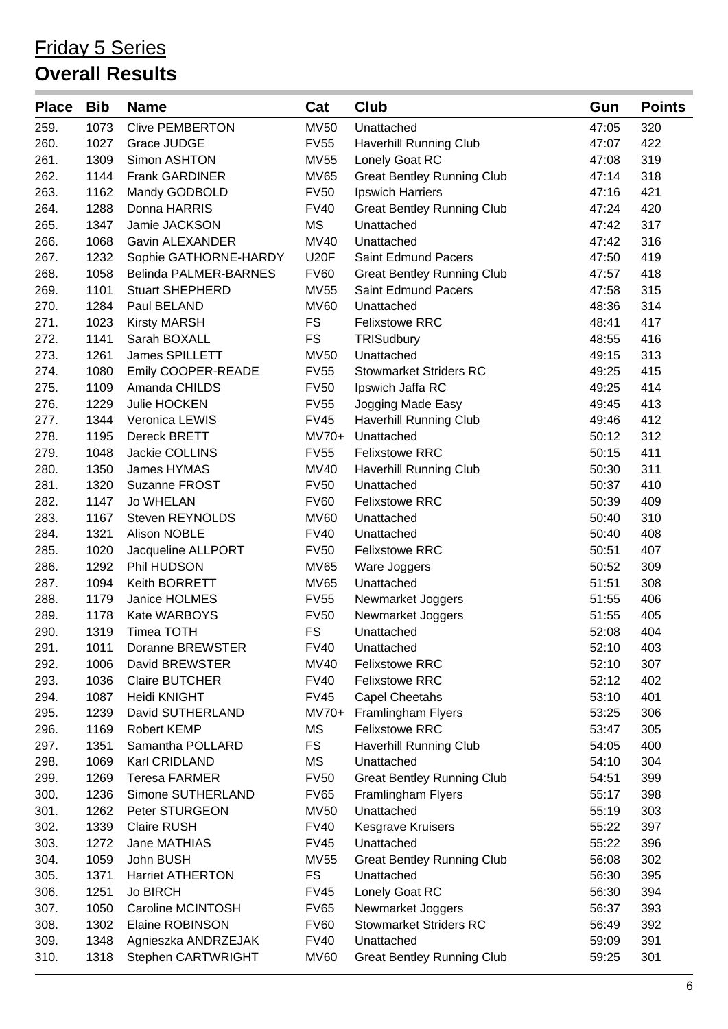# Friday 5 Series

## Overall Results

| Place | Bib | Name | Cat | Club | Gun | Points |
|---|---|---|---|---|---|---|
| 259. | 1073 | Clive PEMBERTON | MV50 | Unattached | 47:05 | 320 |
| 260. | 1027 | Grace JUDGE | FV55 | Haverhill Running Club | 47:07 | 422 |
| 261. | 1309 | Simon ASHTON | MV55 | Lonely Goat RC | 47:08 | 319 |
| 262. | 1144 | Frank GARDINER | MV65 | Great Bentley Running Club | 47:14 | 318 |
| 263. | 1162 | Mandy GODBOLD | FV50 | Ipswich Harriers | 47:16 | 421 |
| 264. | 1288 | Donna HARRIS | FV40 | Great Bentley Running Club | 47:24 | 420 |
| 265. | 1347 | Jamie JACKSON | MS | Unattached | 47:42 | 317 |
| 266. | 1068 | Gavin ALEXANDER | MV40 | Unattached | 47:42 | 316 |
| 267. | 1232 | Sophie GATHORNE-HARDY | U20F | Saint Edmund Pacers | 47:50 | 419 |
| 268. | 1058 | Belinda PALMER-BARNES | FV60 | Great Bentley Running Club | 47:57 | 418 |
| 269. | 1101 | Stuart SHEPHERD | MV55 | Saint Edmund Pacers | 47:58 | 315 |
| 270. | 1284 | Paul BELAND | MV60 | Unattached | 48:36 | 314 |
| 271. | 1023 | Kirsty MARSH | FS | Felixstowe RRC | 48:41 | 417 |
| 272. | 1141 | Sarah BOXALL | FS | TRISudbury | 48:55 | 416 |
| 273. | 1261 | James SPILLETT | MV50 | Unattached | 49:15 | 313 |
| 274. | 1080 | Emily COOPER-READE | FV55 | Stowmarket Striders RC | 49:25 | 415 |
| 275. | 1109 | Amanda CHILDS | FV50 | Ipswich Jaffa RC | 49:25 | 414 |
| 276. | 1229 | Julie HOCKEN | FV55 | Jogging Made Easy | 49:45 | 413 |
| 277. | 1344 | Veronica LEWIS | FV45 | Haverhill Running Club | 49:46 | 412 |
| 278. | 1195 | Dereck BRETT | MV70+ | Unattached | 50:12 | 312 |
| 279. | 1048 | Jackie COLLINS | FV55 | Felixstowe RRC | 50:15 | 411 |
| 280. | 1350 | James HYMAS | MV40 | Haverhill Running Club | 50:30 | 311 |
| 281. | 1320 | Suzanne FROST | FV50 | Unattached | 50:37 | 410 |
| 282. | 1147 | Jo WHELAN | FV60 | Felixstowe RRC | 50:39 | 409 |
| 283. | 1167 | Steven REYNOLDS | MV60 | Unattached | 50:40 | 310 |
| 284. | 1321 | Alison NOBLE | FV40 | Unattached | 50:40 | 408 |
| 285. | 1020 | Jacqueline ALLPORT | FV50 | Felixstowe RRC | 50:51 | 407 |
| 286. | 1292 | Phil HUDSON | MV65 | Ware Joggers | 50:52 | 309 |
| 287. | 1094 | Keith BORRETT | MV65 | Unattached | 51:51 | 308 |
| 288. | 1179 | Janice HOLMES | FV55 | Newmarket Joggers | 51:55 | 406 |
| 289. | 1178 | Kate WARBOYS | FV50 | Newmarket Joggers | 51:55 | 405 |
| 290. | 1319 | Timea TOTH | FS | Unattached | 52:08 | 404 |
| 291. | 1011 | Doranne BREWSTER | FV40 | Unattached | 52:10 | 403 |
| 292. | 1006 | David BREWSTER | MV40 | Felixstowe RRC | 52:10 | 307 |
| 293. | 1036 | Claire BUTCHER | FV40 | Felixstowe RRC | 52:12 | 402 |
| 294. | 1087 | Heidi KNIGHT | FV45 | Capel Cheetahs | 53:10 | 401 |
| 295. | 1239 | David SUTHERLAND | MV70+ | Framlingham Flyers | 53:25 | 306 |
| 296. | 1169 | Robert KEMP | MS | Felixstowe RRC | 53:47 | 305 |
| 297. | 1351 | Samantha POLLARD | FS | Haverhill Running Club | 54:05 | 400 |
| 298. | 1069 | Karl CRIDLAND | MS | Unattached | 54:10 | 304 |
| 299. | 1269 | Teresa FARMER | FV50 | Great Bentley Running Club | 54:51 | 399 |
| 300. | 1236 | Simone SUTHERLAND | FV65 | Framlingham Flyers | 55:17 | 398 |
| 301. | 1262 | Peter STURGEON | MV50 | Unattached | 55:19 | 303 |
| 302. | 1339 | Claire RUSH | FV40 | Kesgrave Kruisers | 55:22 | 397 |
| 303. | 1272 | Jane MATHIAS | FV45 | Unattached | 55:22 | 396 |
| 304. | 1059 | John BUSH | MV55 | Great Bentley Running Club | 56:08 | 302 |
| 305. | 1371 | Harriet ATHERTON | FS | Unattached | 56:30 | 395 |
| 306. | 1251 | Jo BIRCH | FV45 | Lonely Goat RC | 56:30 | 394 |
| 307. | 1050 | Caroline MCINTOSH | FV65 | Newmarket Joggers | 56:37 | 393 |
| 308. | 1302 | Elaine ROBINSON | FV60 | Stowmarket Striders RC | 56:49 | 392 |
| 309. | 1348 | Agnieszka ANDRZEJAK | FV40 | Unattached | 59:09 | 391 |
| 310. | 1318 | Stephen CARTWRIGHT | MV60 | Great Bentley Running Club | 59:25 | 301 |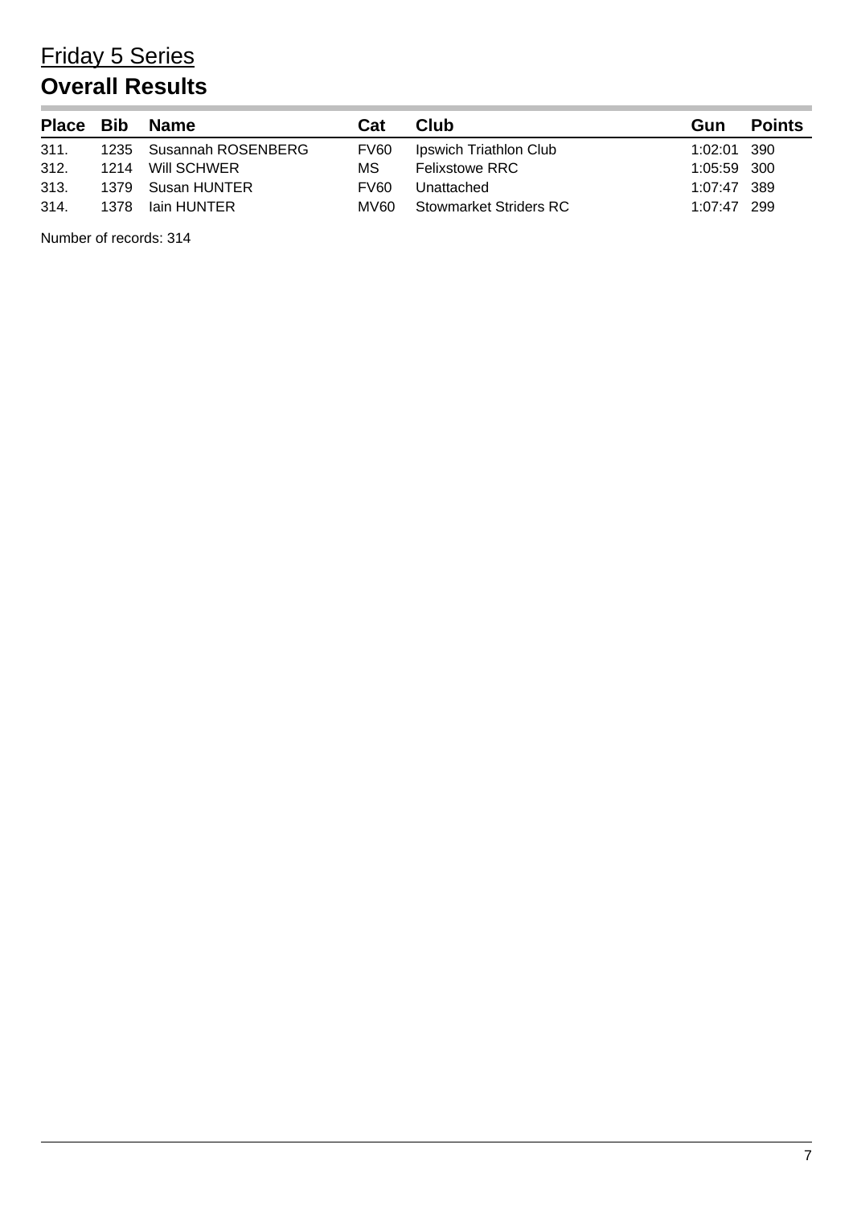## Friday 5 Series

# Overall Results

| Place | Bib | Name | Cat | Club | Gun | Points |
|---|---|---|---|---|---|---|
| 311. | 1235 | Susannah ROSENBERG | FV60 | Ipswich Triathlon Club | 1:02:01 | 390 |
| 312. | 1214 | Will SCHWER | MS | Felixstowe RRC | 1:05:59 | 300 |
| 313. | 1379 | Susan HUNTER | FV60 | Unattached | 1:07:47 | 389 |
| 314. | 1378 | Iain HUNTER | MV60 | Stowmarket Striders RC | 1:07:47 | 299 |

Number of records: 314